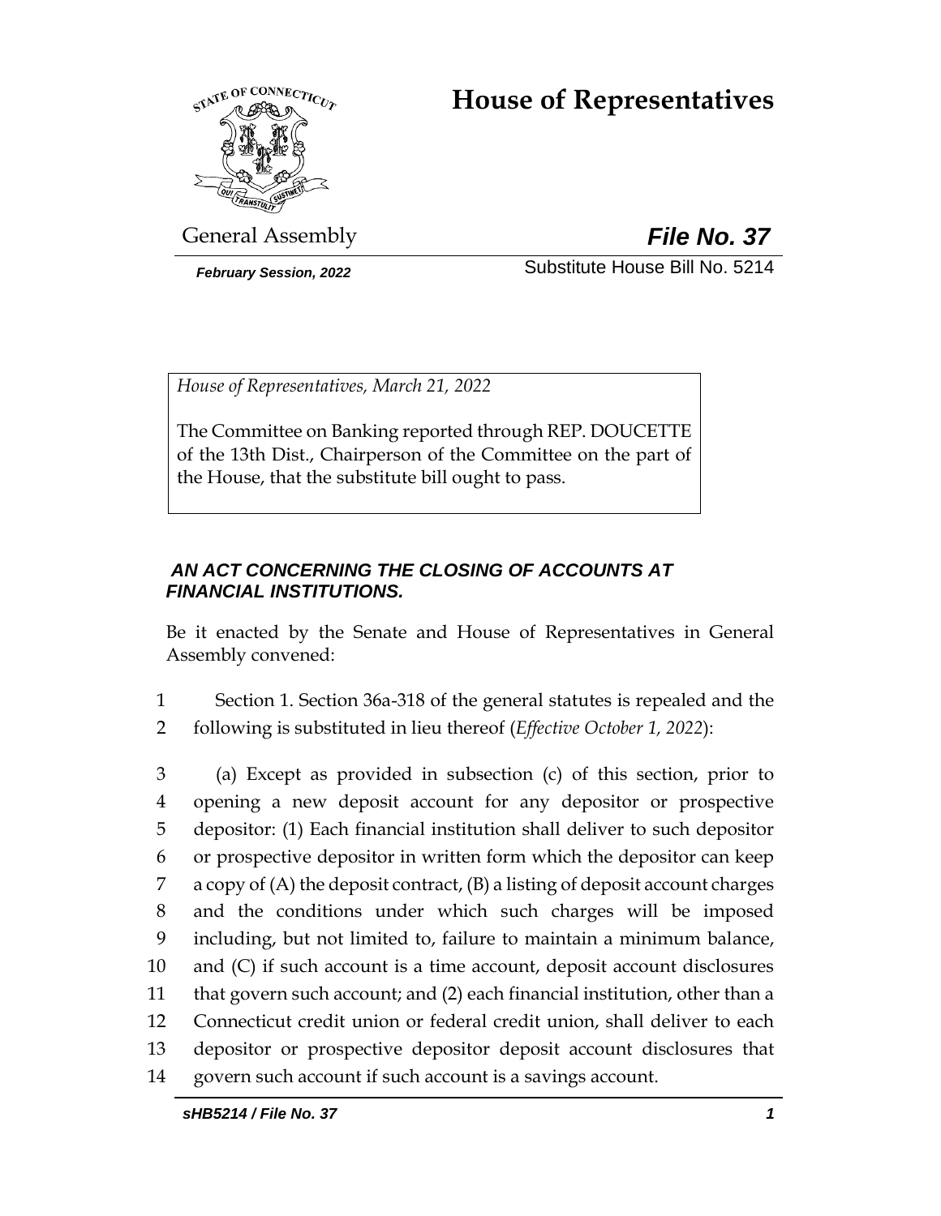# House of Representatives

General Assembly

***File No. 37***

***February Session, 2022***

Substitute House Bill No. 5214

*House of Representatives, March 21, 2022*

The Committee on Banking reported through REP. DOUCETTE of the 13th Dist., Chairperson of the Committee on the part of the House, that the substitute bill ought to pass.

***AN ACT CONCERNING THE CLOSING OF ACCOUNTS AT FINANCIAL INSTITUTIONS.***

Be it enacted by the Senate and House of Representatives in General Assembly convened:

1 Section 1. Section 36a-318 of the general statutes is repealed and the
2 following is substituted in lieu thereof (*Effective October 1, 2022*):

3 (a) Except as provided in subsection (c) of this section, prior to
4 opening a new deposit account for any depositor or prospective
5 depositor: (1) Each financial institution shall deliver to such depositor
6 or prospective depositor in written form which the depositor can keep
7 a copy of (A) the deposit contract, (B) a listing of deposit account charges
8 and the conditions under which such charges will be imposed
9 including, but not limited to, failure to maintain a minimum balance,
10 and (C) if such account is a time account, deposit account disclosures
11 that govern such account; and (2) each financial institution, other than a
12 Connecticut credit union or federal credit union, shall deliver to each
13 depositor or prospective depositor deposit account disclosures that
14 govern such account if such account is a savings account.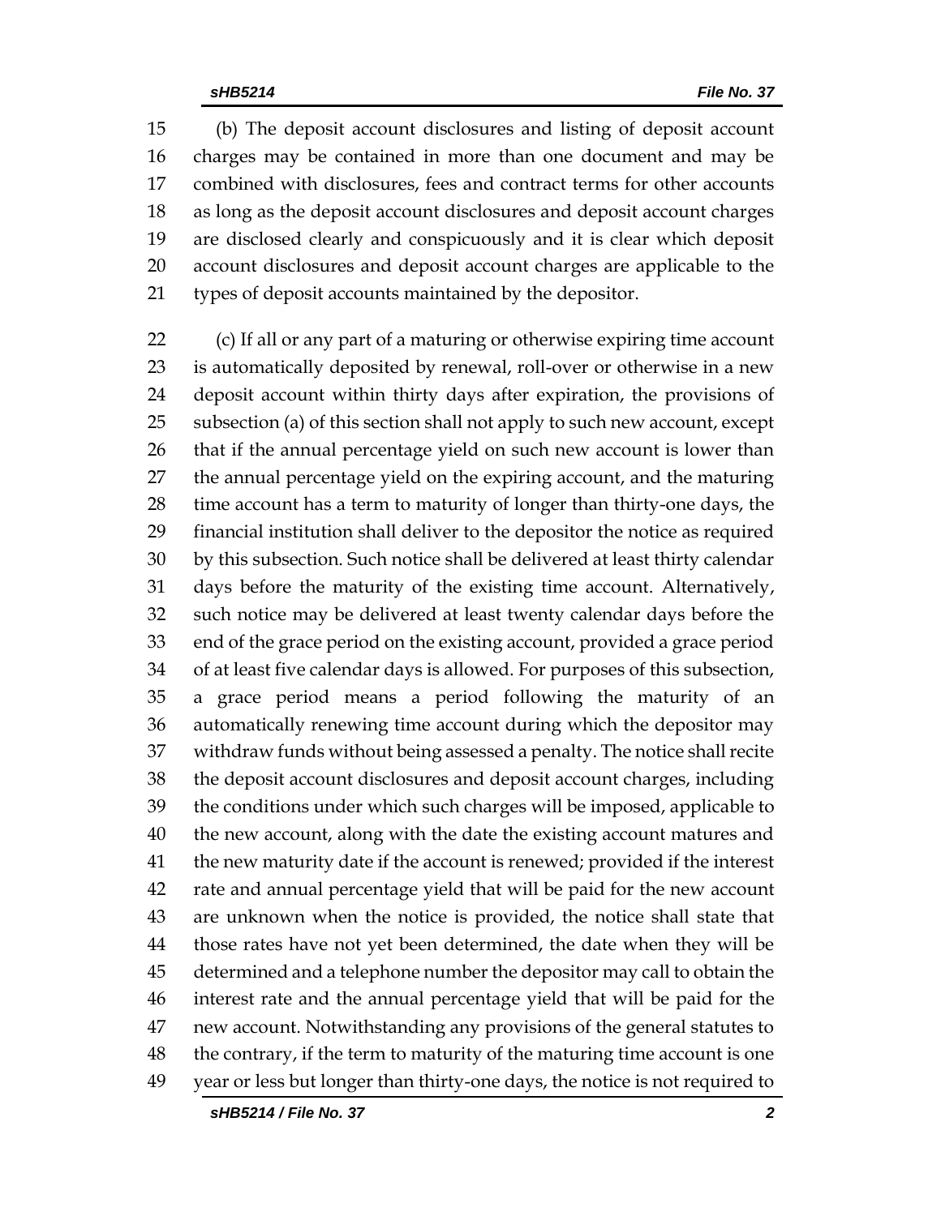(b) The deposit account disclosures and listing of deposit account charges may be contained in more than one document and may be combined with disclosures, fees and contract terms for other accounts as long as the deposit account disclosures and deposit account charges are disclosed clearly and conspicuously and it is clear which deposit account disclosures and deposit account charges are applicable to the types of deposit accounts maintained by the depositor.

(c) If all or any part of a maturing or otherwise expiring time account is automatically deposited by renewal, roll-over or otherwise in a new deposit account within thirty days after expiration, the provisions of subsection (a) of this section shall not apply to such new account, except that if the annual percentage yield on such new account is lower than the annual percentage yield on the expiring account, and the maturing time account has a term to maturity of longer than thirty-one days, the financial institution shall deliver to the depositor the notice as required by this subsection. Such notice shall be delivered at least thirty calendar days before the maturity of the existing time account. Alternatively, such notice may be delivered at least twenty calendar days before the end of the grace period on the existing account, provided a grace period of at least five calendar days is allowed. For purposes of this subsection, a grace period means a period following the maturity of an automatically renewing time account during which the depositor may withdraw funds without being assessed a penalty. The notice shall recite the deposit account disclosures and deposit account charges, including the conditions under which such charges will be imposed, applicable to the new account, along with the date the existing account matures and the new maturity date if the account is renewed; provided if the interest rate and annual percentage yield that will be paid for the new account are unknown when the notice is provided, the notice shall state that those rates have not yet been determined, the date when they will be determined and a telephone number the depositor may call to obtain the interest rate and the annual percentage yield that will be paid for the new account. Notwithstanding any provisions of the general statutes to the contrary, if the term to maturity of the maturing time account is one year or less but longer than thirty-one days, the notice is not required to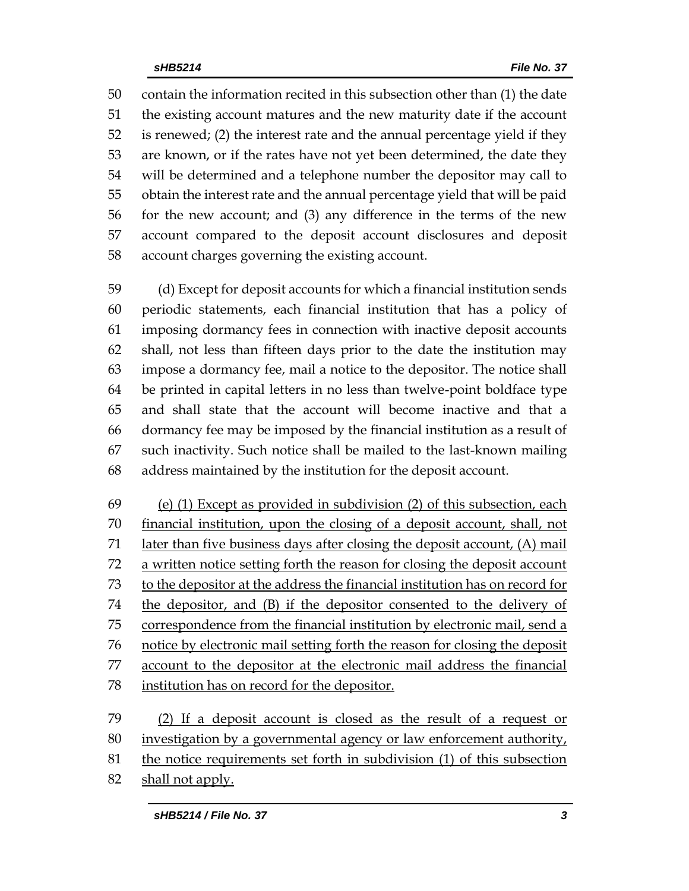contain the information recited in this subsection other than (1) the date the existing account matures and the new maturity date if the account is renewed; (2) the interest rate and the annual percentage yield if they are known, or if the rates have not yet been determined, the date they will be determined and a telephone number the depositor may call to obtain the interest rate and the annual percentage yield that will be paid for the new account; and (3) any difference in the terms of the new account compared to the deposit account disclosures and deposit account charges governing the existing account.

(d) Except for deposit accounts for which a financial institution sends periodic statements, each financial institution that has a policy of imposing dormancy fees in connection with inactive deposit accounts shall, not less than fifteen days prior to the date the institution may impose a dormancy fee, mail a notice to the depositor. The notice shall be printed in capital letters in no less than twelve-point boldface type and shall state that the account will become inactive and that a dormancy fee may be imposed by the financial institution as a result of such inactivity. Such notice shall be mailed to the last-known mailing address maintained by the institution for the deposit account.

<u>(e) (1) Except as provided in subdivision (2) of this subsection, each financial institution, upon the closing of a deposit account, shall, not later than five business days after closing the deposit account, (A) mail a written notice setting forth the reason for closing the deposit account to the depositor at the address the financial institution has on record for the depositor, and (B) if the depositor consented to the delivery of correspondence from the financial institution by electronic mail, send a notice by electronic mail setting forth the reason for closing the deposit account to the depositor at the electronic mail address the financial institution has on record for the depositor.</u>

<u>(2) If a deposit account is closed as the result of a request or investigation by a governmental agency or law enforcement authority, the notice requirements set forth in subdivision (1) of this subsection shall not apply.</u>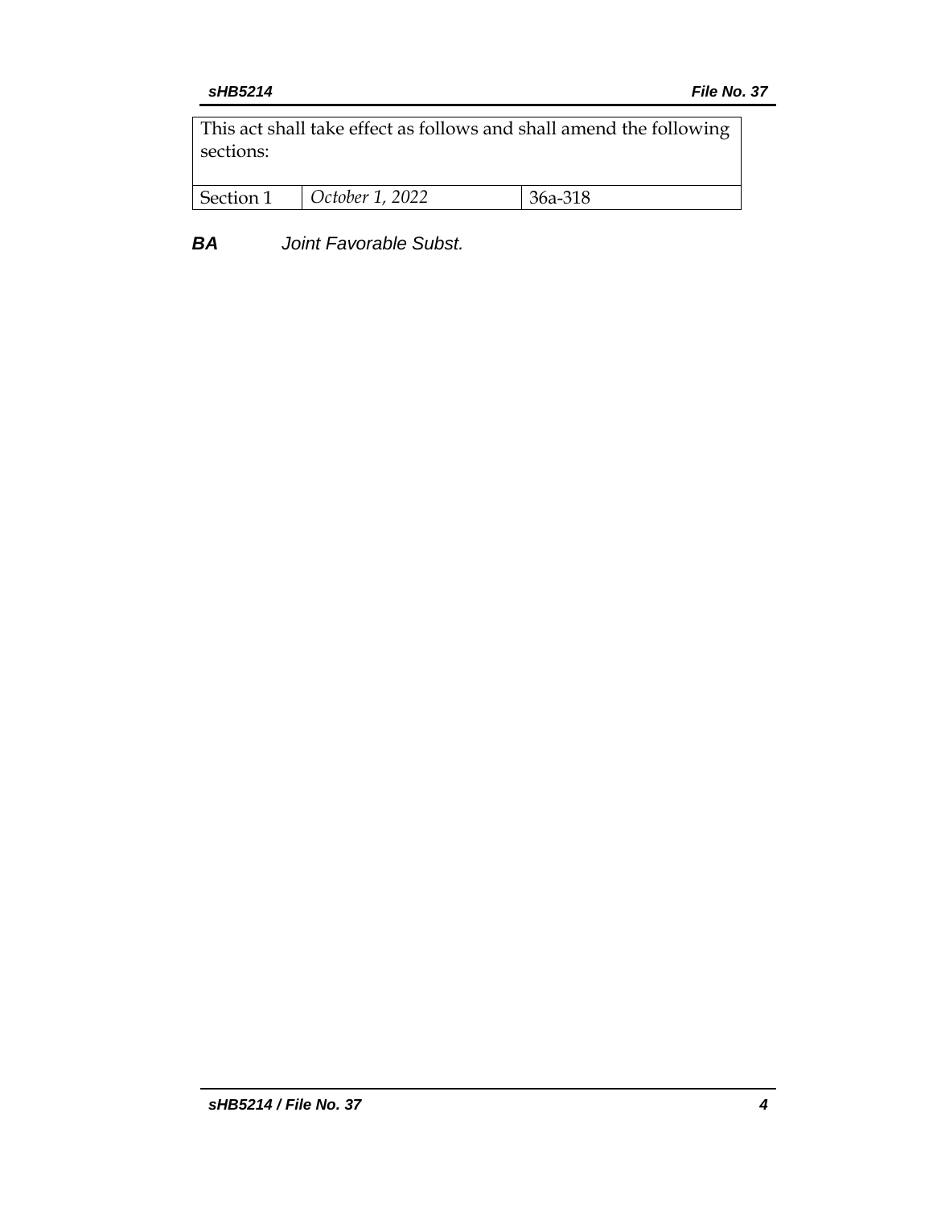| This act shall take effect as follows and shall amend the following sections: | | |
|---|---|---|
| Section 1 | *October 1, 2022* | 36a-318 |

***BA*** *Joint Favorable Subst.*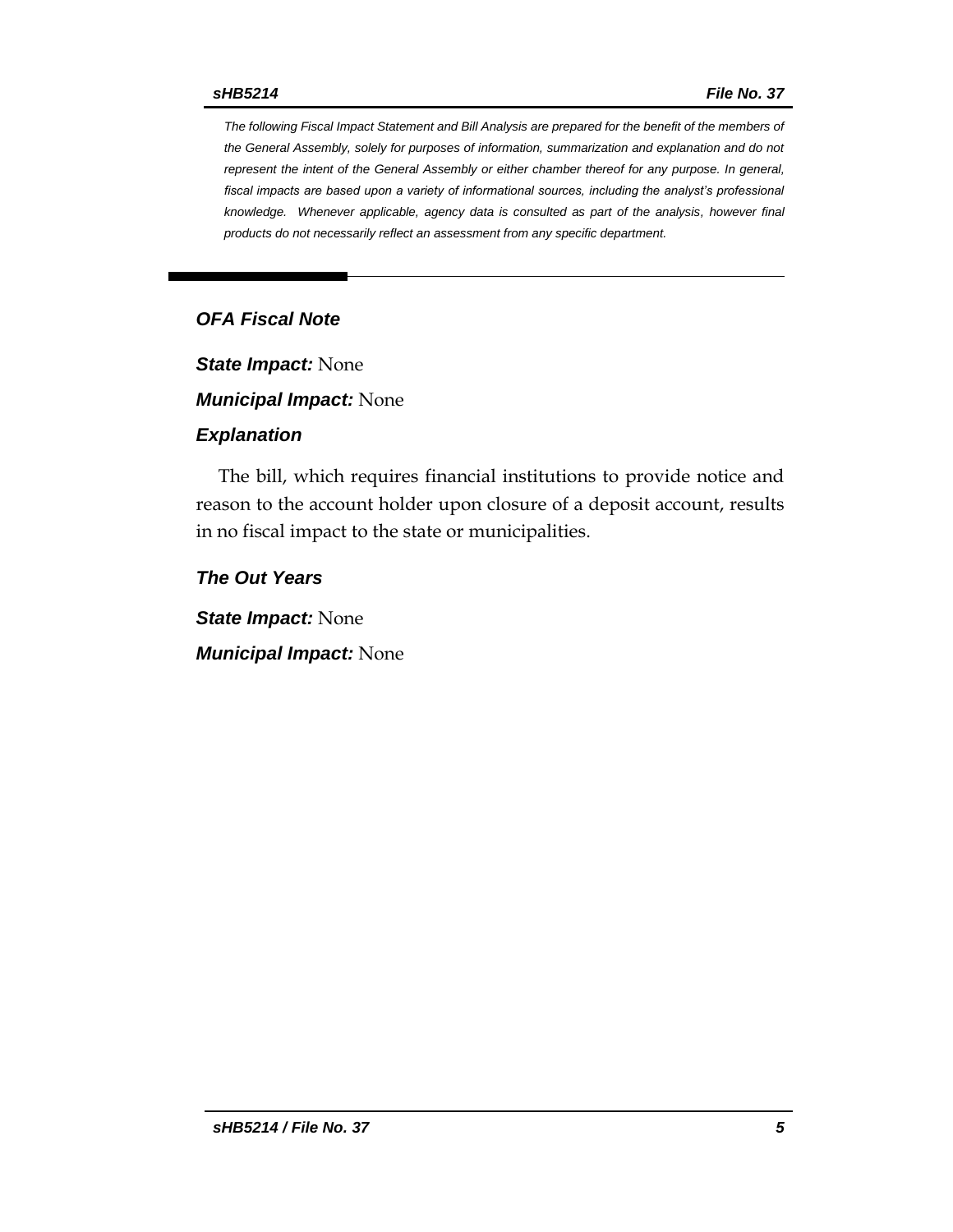*The following Fiscal Impact Statement and Bill Analysis are prepared for the benefit of the members of the General Assembly, solely for purposes of information, summarization and explanation and do not represent the intent of the General Assembly or either chamber thereof for any purpose. In general, fiscal impacts are based upon a variety of informational sources, including the analyst's professional knowledge. Whenever applicable, agency data is consulted as part of the analysis, however final products do not necessarily reflect an assessment from any specific department.*

## *OFA Fiscal Note*

***State Impact:*** None

***Municipal Impact:*** None

### *Explanation*

The bill, which requires financial institutions to provide notice and reason to the account holder upon closure of a deposit account, results in no fiscal impact to the state or municipalities.

### *The Out Years*

***State Impact:*** None

***Municipal Impact:*** None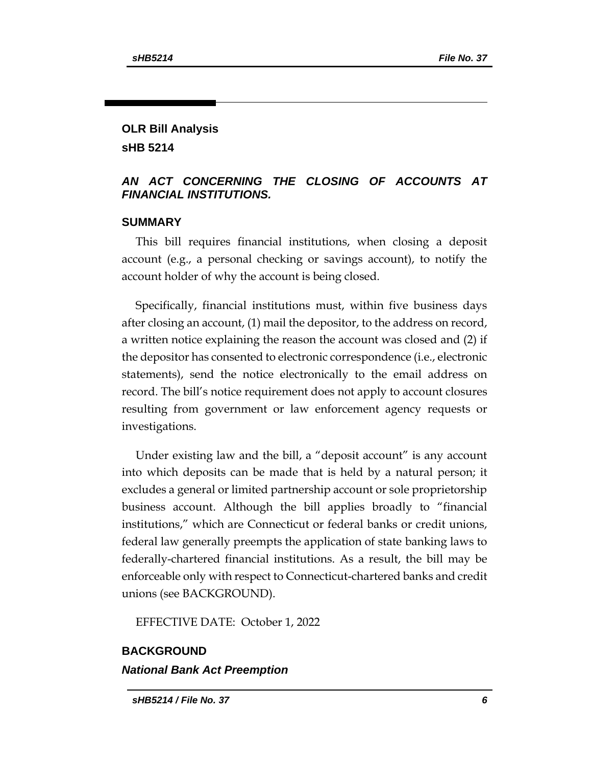## OLR Bill Analysis

## sHB 5214

### *AN ACT CONCERNING THE CLOSING OF ACCOUNTS AT FINANCIAL INSTITUTIONS.*

### SUMMARY

This bill requires financial institutions, when closing a deposit account (e.g., a personal checking or savings account), to notify the account holder of why the account is being closed.

Specifically, financial institutions must, within five business days after closing an account, (1) mail the depositor, to the address on record, a written notice explaining the reason the account was closed and (2) if the depositor has consented to electronic correspondence (i.e., electronic statements), send the notice electronically to the email address on record. The bill's notice requirement does not apply to account closures resulting from government or law enforcement agency requests or investigations.

Under existing law and the bill, a "deposit account" is any account into which deposits can be made that is held by a natural person; it excludes a general or limited partnership account or sole proprietorship business account. Although the bill applies broadly to "financial institutions," which are Connecticut or federal banks or credit unions, federal law generally preempts the application of state banking laws to federally-chartered financial institutions. As a result, the bill may be enforceable only with respect to Connecticut-chartered banks and credit unions (see BACKGROUND).

EFFECTIVE DATE: October 1, 2022

### BACKGROUND

#### *National Bank Act Preemption*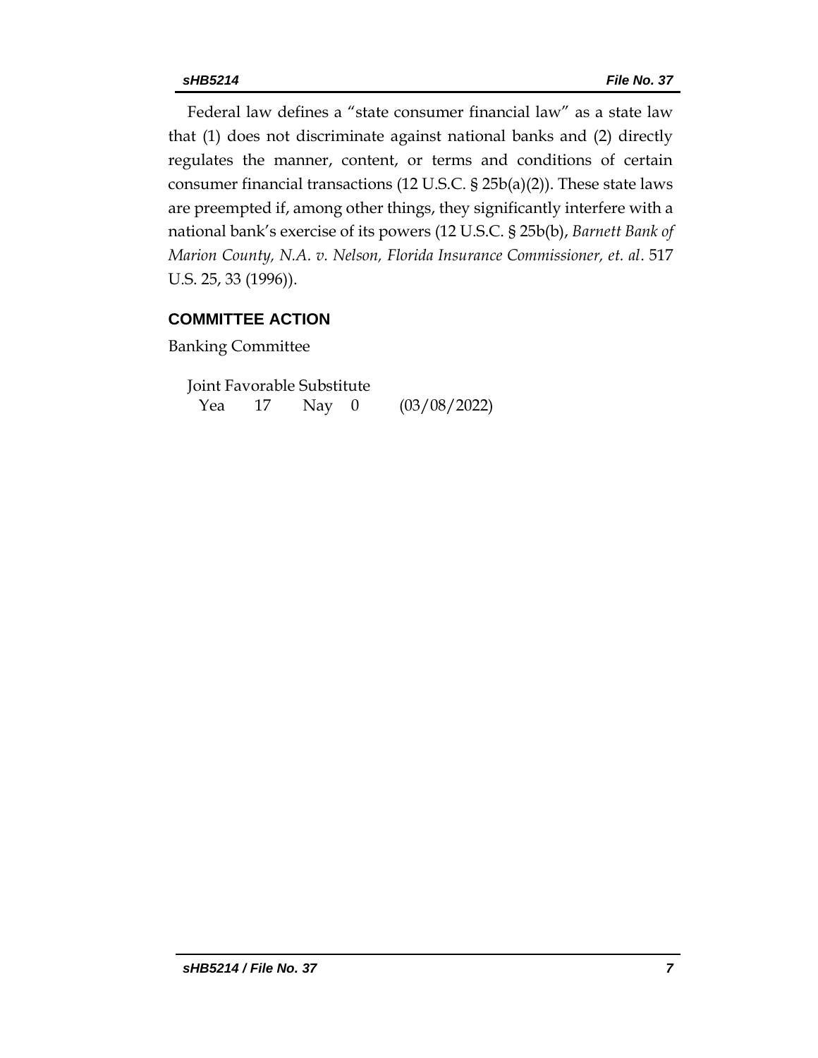Federal law defines a "state consumer financial law" as a state law that (1) does not discriminate against national banks and (2) directly regulates the manner, content, or terms and conditions of certain consumer financial transactions (12 U.S.C. § 25b(a)(2)). These state laws are preempted if, among other things, they significantly interfere with a national bank's exercise of its powers (12 U.S.C. § 25b(b), *Barnett Bank of Marion County, N.A. v. Nelson, Florida Insurance Commissioner, et. al*. 517 U.S. 25, 33 (1996)).

## COMMITTEE ACTION

Banking Committee

| | | | | |
|---|---|---|---|---|
| Joint Favorable Substitute | | | | |
| Yea | 17 | Nay | 0 | (03/08/2022) |